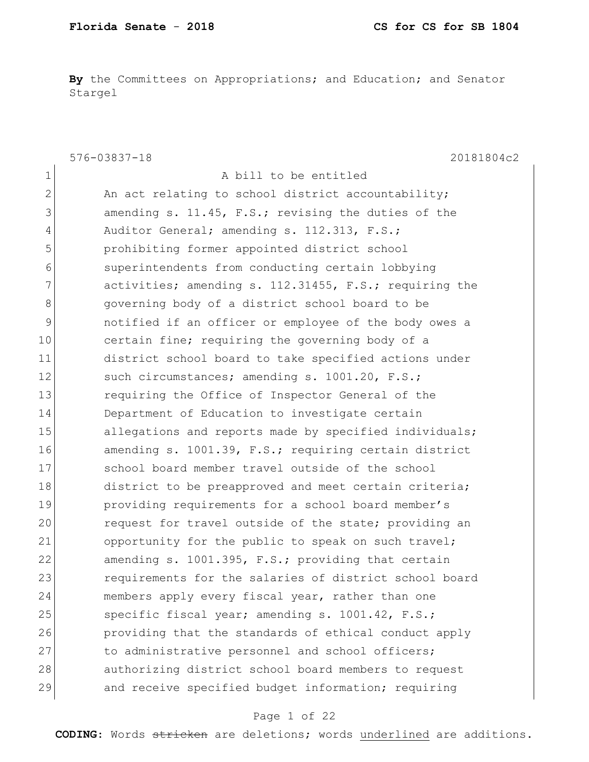**By** the Committees on Appropriations; and Education; and Senator Stargel

576-03837-18 20181804c2

1 A bill to be entitled
2 An act relating to school district accountability;
3 amending s. 11.45, F.S.; revising the duties of the
4 Auditor General; amending s. 112.313, F.S.;
5 prohibiting former appointed district school
6 superintendents from conducting certain lobbying
7 activities; amending s. 112.31455, F.S.; requiring the
8 governing body of a district school board to be
9 notified if an officer or employee of the body owes a
10 certain fine; requiring the governing body of a
11 district school board to take specified actions under
12 such circumstances; amending s. 1001.20, F.S.;
13 requiring the Office of Inspector General of the
14 Department of Education to investigate certain
15 allegations and reports made by specified individuals;
16 amending s. 1001.39, F.S.; requiring certain district
17 school board member travel outside of the school
18 district to be preapproved and meet certain criteria;
19 providing requirements for a school board member's
20 request for travel outside of the state; providing an
21 opportunity for the public to speak on such travel;
22 amending s. 1001.395, F.S.; providing that certain
23 requirements for the salaries of district school board
24 members apply every fiscal year, rather than one
25 specific fiscal year; amending s. 1001.42, F.S.;
26 providing that the standards of ethical conduct apply
27 to administrative personnel and school officers;
28 authorizing district school board members to request
29 and receive specified budget information; requiring

**CODING:** Words ~~stricken~~ are deletions; words underlined are additions.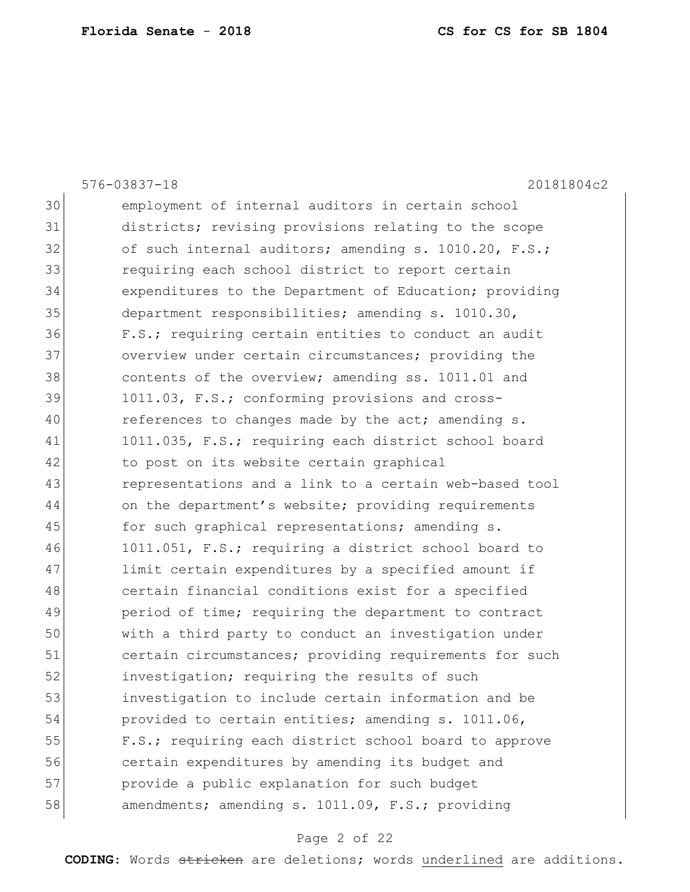employment of internal auditors in certain school districts; revising provisions relating to the scope of such internal auditors; amending s. 1010.20, F.S.; requiring each school district to report certain expenditures to the Department of Education; providing department responsibilities; amending s. 1010.30, F.S.; requiring certain entities to conduct an audit overview under certain circumstances; providing the contents of the overview; amending ss. 1011.01 and 1011.03, F.S.; conforming provisions and cross-references to changes made by the act; amending s. 1011.035, F.S.; requiring each district school board to post on its website certain graphical representations and a link to a certain web-based tool on the department's website; providing requirements for such graphical representations; amending s. 1011.051, F.S.; requiring a district school board to limit certain expenditures by a specified amount if certain financial conditions exist for a specified period of time; requiring the department to contract with a third party to conduct an investigation under certain circumstances; providing requirements for such investigation; requiring the results of such investigation to include certain information and be provided to certain entities; amending s. 1011.06, F.S.; requiring each district school board to approve certain expenditures by amending its budget and provide a public explanation for such budget amendments; amending s. 1011.09, F.S.; providing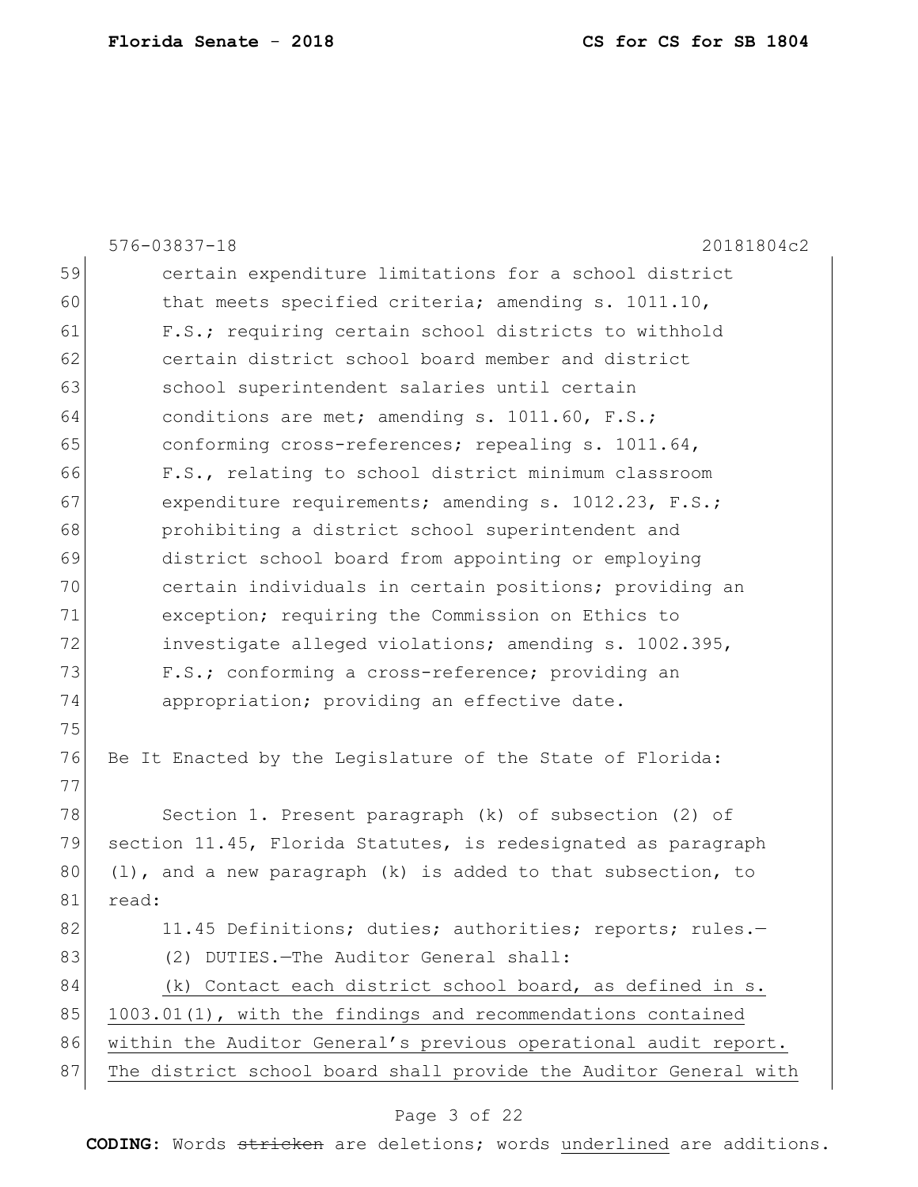certain expenditure limitations for a school district that meets specified criteria; amending s. 1011.10, F.S.; requiring certain school districts to withhold certain district school board member and district school superintendent salaries until certain conditions are met; amending s. 1011.60, F.S.; conforming cross-references; repealing s. 1011.64, F.S., relating to school district minimum classroom expenditure requirements; amending s. 1012.23, F.S.; prohibiting a district school superintendent and district school board from appointing or employing certain individuals in certain positions; providing an exception; requiring the Commission on Ethics to investigate alleged violations; amending s. 1002.395, F.S.; conforming a cross-reference; providing an appropriation; providing an effective date.

Be It Enacted by the Legislature of the State of Florida:

Section 1. Present paragraph (k) of subsection (2) of section 11.45, Florida Statutes, is redesignated as paragraph (l), and a new paragraph (k) is added to that subsection, to read:

11.45 Definitions; duties; authorities; reports; rules.—

(2) DUTIES.—The Auditor General shall:

<u>(k) Contact each district school board, as defined in s. 1003.01(1), with the findings and recommendations contained within the Auditor General's previous operational audit report. The district school board shall provide the Auditor General with</u>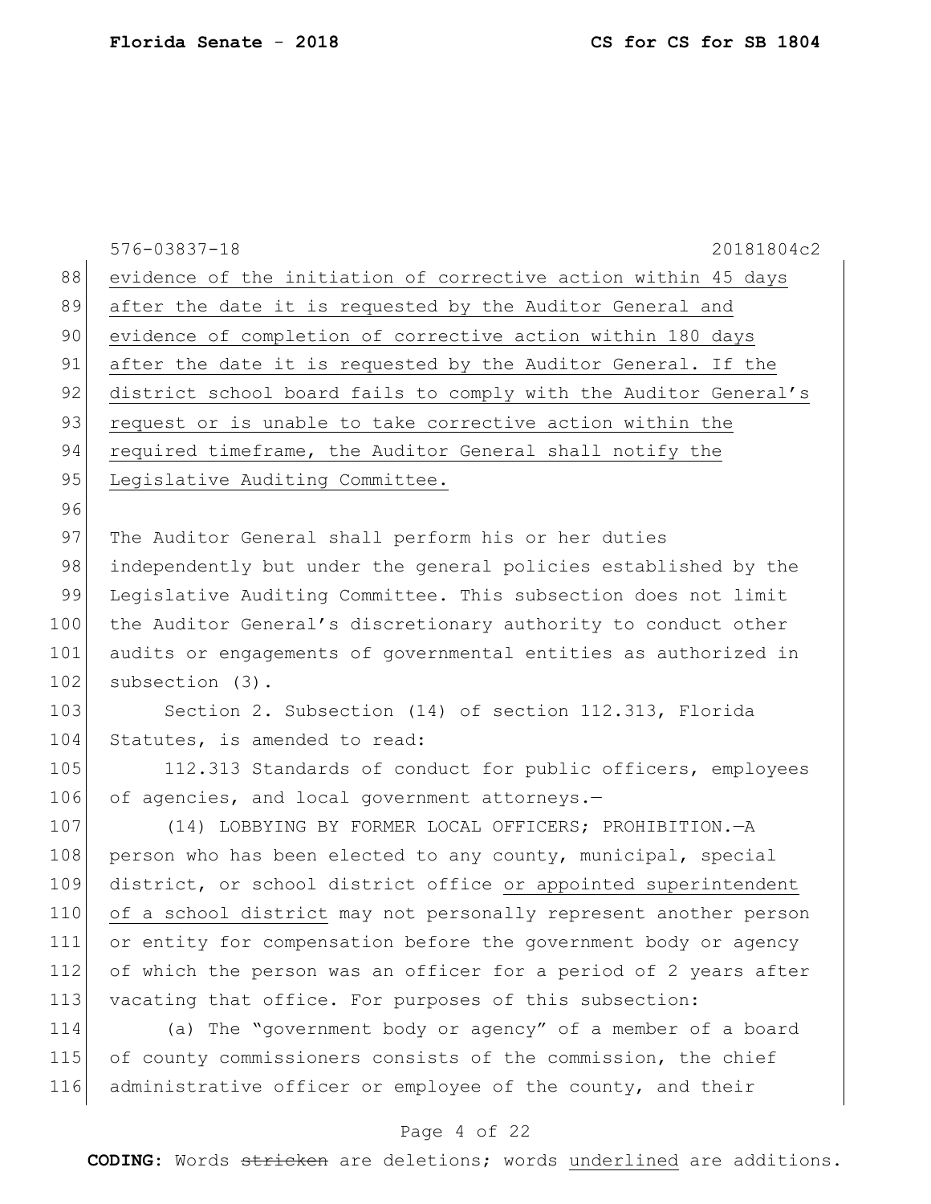576-03837-18 20181804c2

<u>evidence of the initiation of corrective action within 45 days after the date it is requested by the Auditor General and evidence of completion of corrective action within 180 days after the date it is requested by the Auditor General. If the district school board fails to comply with the Auditor General's request or is unable to take corrective action within the required timeframe, the Auditor General shall notify the Legislative Auditing Committee.</u>

The Auditor General shall perform his or her duties independently but under the general policies established by the Legislative Auditing Committee. This subsection does not limit the Auditor General's discretionary authority to conduct other audits or engagements of governmental entities as authorized in subsection (3).

Section 2. Subsection (14) of section 112.313, Florida Statutes, is amended to read:

112.313 Standards of conduct for public officers, employees of agencies, and local government attorneys.—

(14) LOBBYING BY FORMER LOCAL OFFICERS; PROHIBITION.—A person who has been elected to any county, municipal, special district, or school district office <u>or appointed superintendent of a school district</u> may not personally represent another person or entity for compensation before the government body or agency of which the person was an officer for a period of 2 years after vacating that office. For purposes of this subsection:

(a) The "government body or agency" of a member of a board of county commissioners consists of the commission, the chief administrative officer or employee of the county, and their

**CODING:** Words ~~stricken~~ are deletions; words <u>underlined</u> are additions.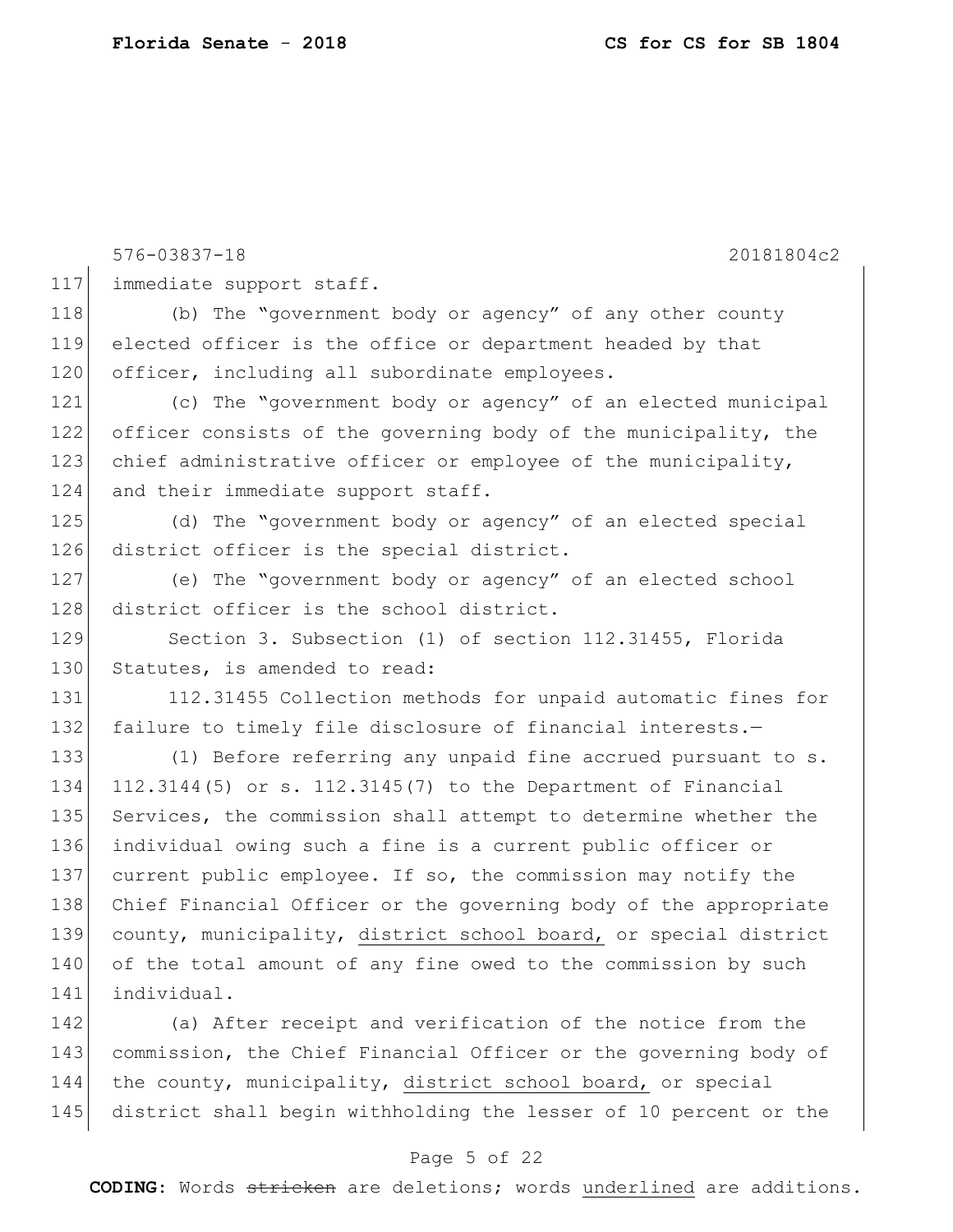immediate support staff.

(b) The "government body or agency" of any other county elected officer is the office or department headed by that officer, including all subordinate employees.

(c) The "government body or agency" of an elected municipal officer consists of the governing body of the municipality, the chief administrative officer or employee of the municipality, and their immediate support staff.

(d) The "government body or agency" of an elected special district officer is the special district.

(e) The "government body or agency" of an elected school district officer is the school district.

Section 3. Subsection (1) of section 112.31455, Florida Statutes, is amended to read:

112.31455 Collection methods for unpaid automatic fines for failure to timely file disclosure of financial interests.—

(1) Before referring any unpaid fine accrued pursuant to s. 112.3144(5) or s. 112.3145(7) to the Department of Financial Services, the commission shall attempt to determine whether the individual owing such a fine is a current public officer or current public employee. If so, the commission may notify the Chief Financial Officer or the governing body of the appropriate county, municipality, <u>district school board,</u> or special district of the total amount of any fine owed to the commission by such individual.

(a) After receipt and verification of the notice from the commission, the Chief Financial Officer or the governing body of the county, municipality, <u>district school board,</u> or special district shall begin withholding the lesser of 10 percent or the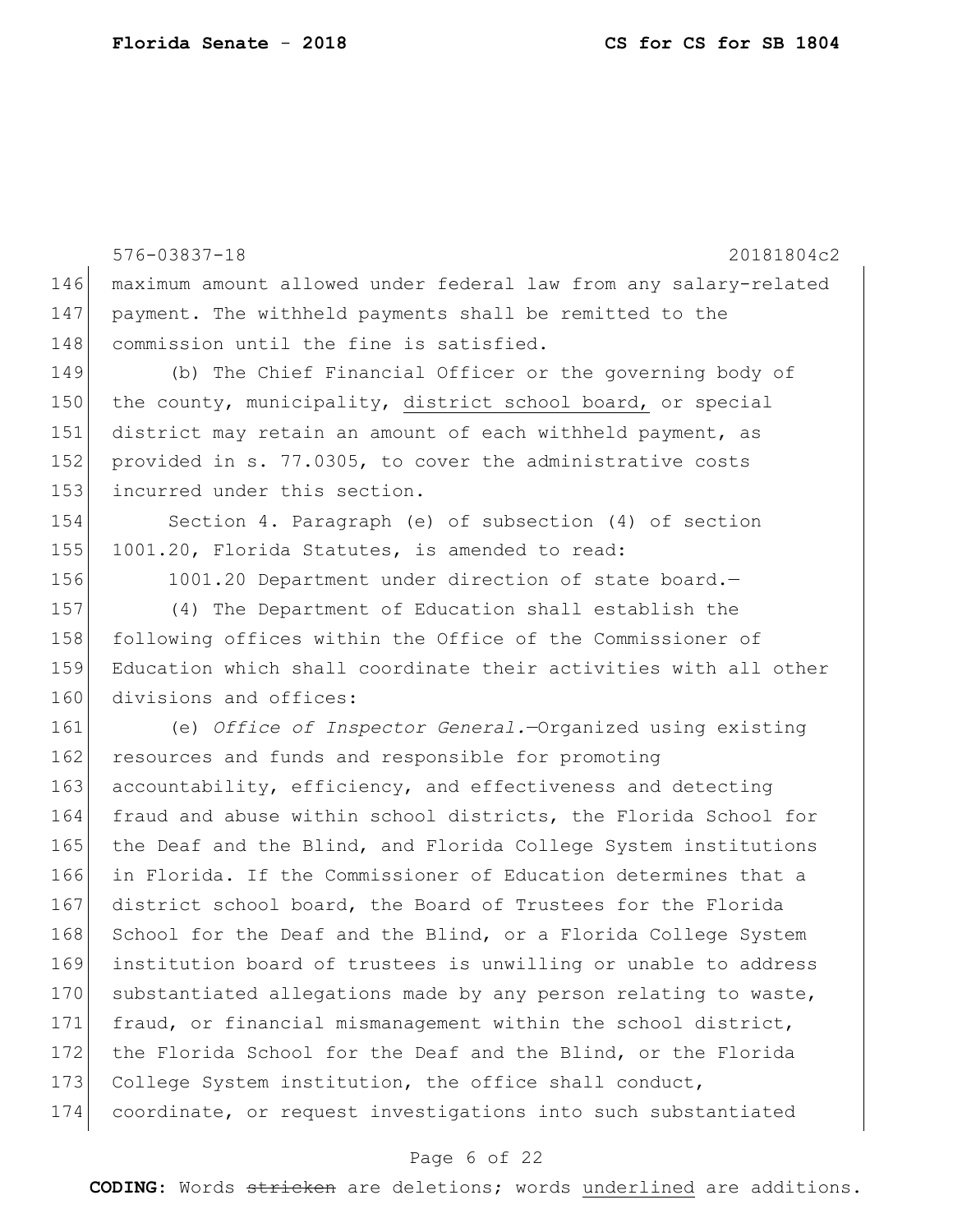maximum amount allowed under federal law from any salary-related payment. The withheld payments shall be remitted to the commission until the fine is satisfied.

(b) The Chief Financial Officer or the governing body of the county, municipality, <u>district school board,</u> or special district may retain an amount of each withheld payment, as provided in s. 77.0305, to cover the administrative costs incurred under this section.

Section 4. Paragraph (e) of subsection (4) of section 1001.20, Florida Statutes, is amended to read:

1001.20 Department under direction of state board.—

(4) The Department of Education shall establish the following offices within the Office of the Commissioner of Education which shall coordinate their activities with all other divisions and offices:

(e) *Office of Inspector General.*—Organized using existing resources and funds and responsible for promoting accountability, efficiency, and effectiveness and detecting fraud and abuse within school districts, the Florida School for the Deaf and the Blind, and Florida College System institutions in Florida. If the Commissioner of Education determines that a district school board, the Board of Trustees for the Florida School for the Deaf and the Blind, or a Florida College System institution board of trustees is unwilling or unable to address substantiated allegations made by any person relating to waste, fraud, or financial mismanagement within the school district, the Florida School for the Deaf and the Blind, or the Florida College System institution, the office shall conduct, coordinate, or request investigations into such substantiated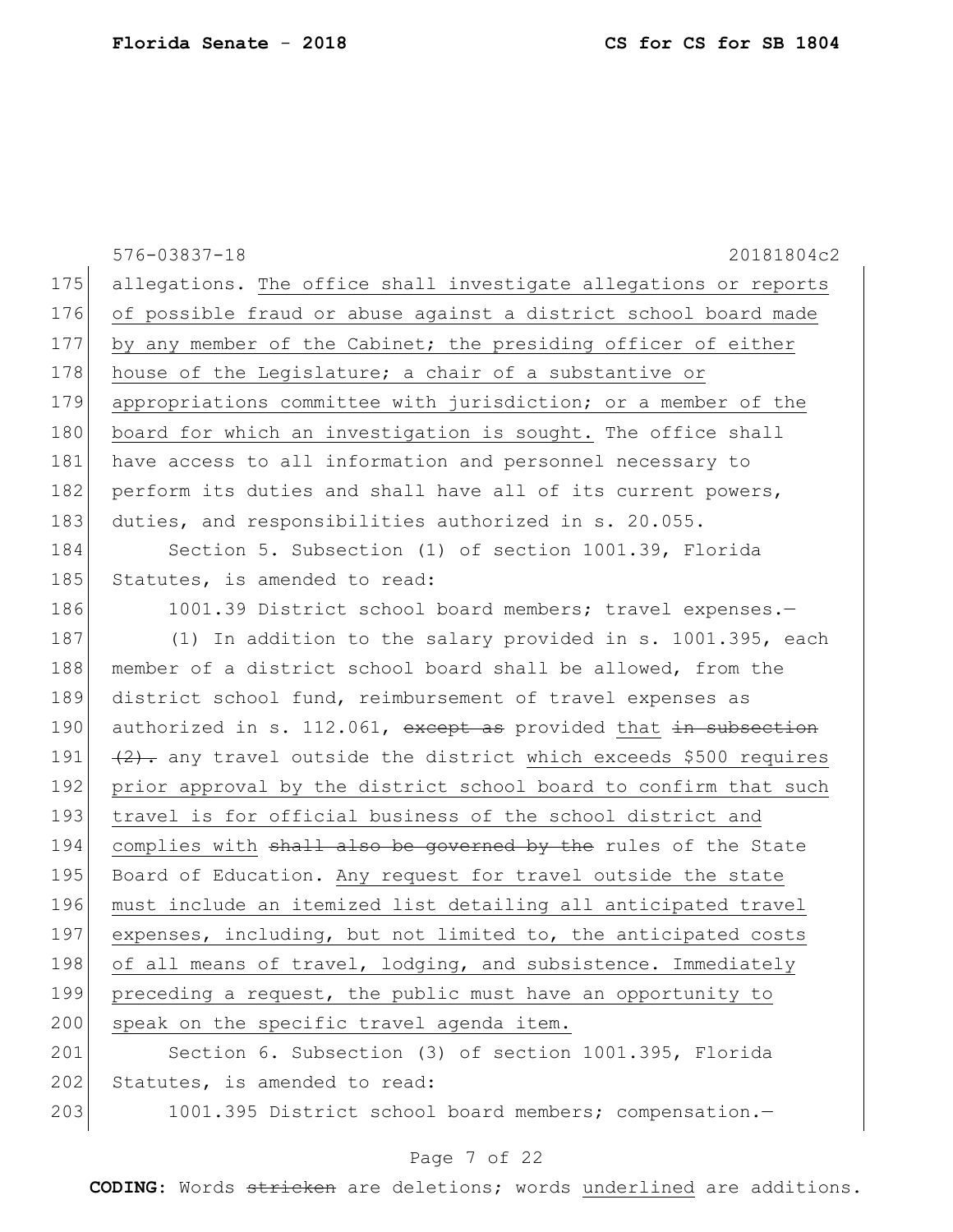576-03837-18 20181804c2

175 allegations. The office shall investigate allegations or reports
176 of possible fraud or abuse against a district school board made
177 by any member of the Cabinet; the presiding officer of either
178 house of the Legislature; a chair of a substantive or
179 appropriations committee with jurisdiction; or a member of the
180 board for which an investigation is sought. The office shall
181 have access to all information and personnel necessary to
182 perform its duties and shall have all of its current powers,
183 duties, and responsibilities authorized in s. 20.055.

184 Section 5. Subsection (1) of section 1001.39, Florida
185 Statutes, is amended to read:

186 1001.39 District school board members; travel expenses.—

187 (1) In addition to the salary provided in s. 1001.395, each
188 member of a district school board shall be allowed, from the
189 district school fund, reimbursement of travel expenses as
190 authorized in s. 112.061, ~~except as~~ provided that ~~in subsection~~
191 ~~(2).~~ any travel outside the district which exceeds $500 requires
192 prior approval by the district school board to confirm that such
193 travel is for official business of the school district and
194 complies with ~~shall also be governed by the~~ rules of the State
195 Board of Education. Any request for travel outside the state
196 must include an itemized list detailing all anticipated travel
197 expenses, including, but not limited to, the anticipated costs
198 of all means of travel, lodging, and subsistence. Immediately
199 preceding a request, the public must have an opportunity to
200 speak on the specific travel agenda item.

201 Section 6. Subsection (3) of section 1001.395, Florida
202 Statutes, is amended to read:

203 1001.395 District school board members; compensation.—

**CODING:** Words ~~stricken~~ are deletions; words underlined are additions.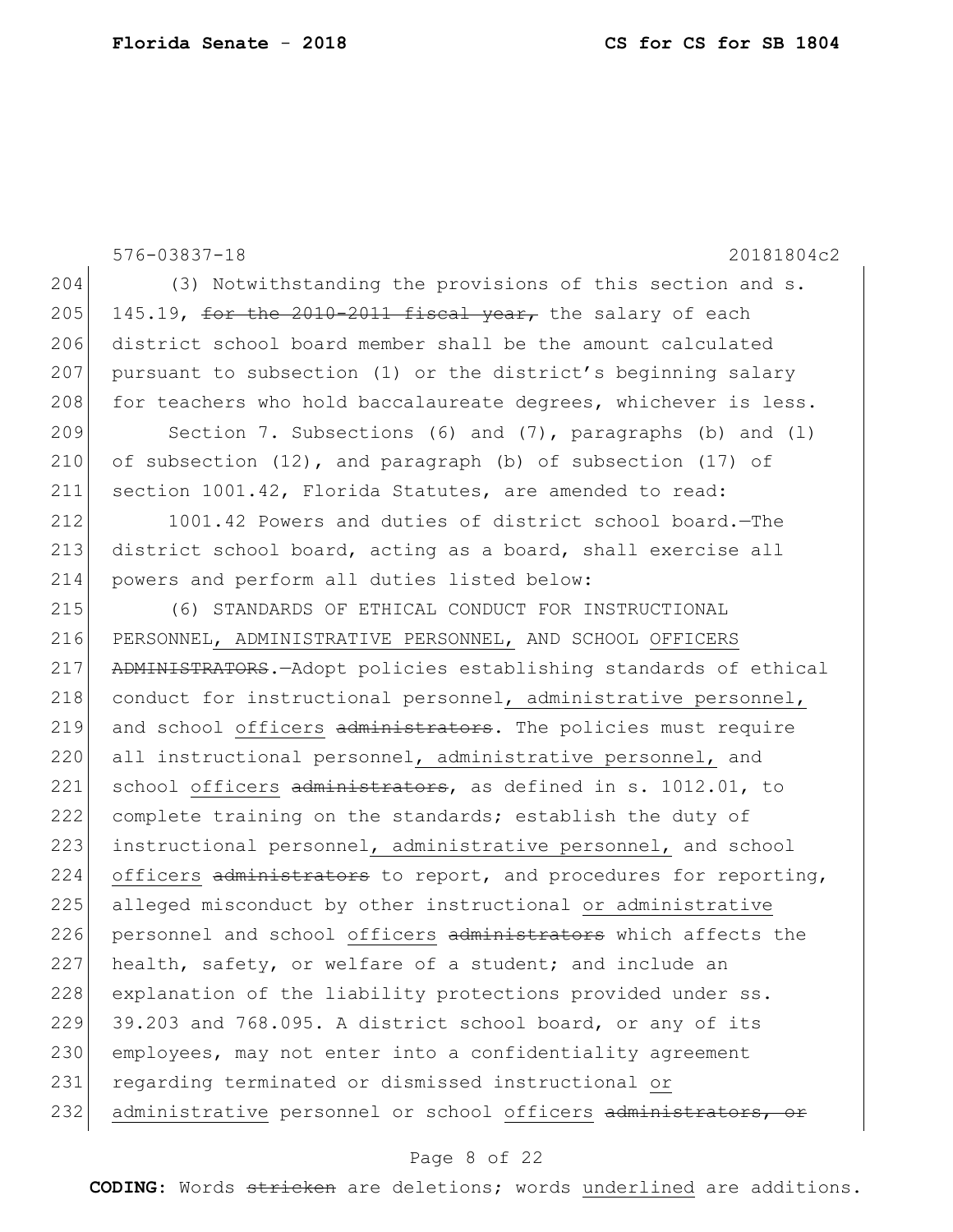(3) Notwithstanding the provisions of this section and s. 145.19, ~~for the 2010-2011 fiscal year,~~ the salary of each district school board member shall be the amount calculated pursuant to subsection (1) or the district's beginning salary for teachers who hold baccalaureate degrees, whichever is less.

Section 7. Subsections (6) and (7), paragraphs (b) and (l) of subsection (12), and paragraph (b) of subsection (17) of section 1001.42, Florida Statutes, are amended to read:

1001.42 Powers and duties of district school board.—The district school board, acting as a board, shall exercise all powers and perform all duties listed below:

(6) STANDARDS OF ETHICAL CONDUCT FOR INSTRUCTIONAL PERSONNEL<u>, ADMINISTRATIVE PERSONNEL,</u> AND SCHOOL <u>OFFICERS</u> ~~ADMINISTRATORS~~.—Adopt policies establishing standards of ethical conduct for instructional personnel<u>, administrative personnel,</u> and school <u>officers</u> ~~administrators~~. The policies must require all instructional personnel<u>, administrative personnel,</u> and school <u>officers</u> ~~administrators~~, as defined in s. 1012.01, to complete training on the standards; establish the duty of instructional personnel<u>, administrative personnel,</u> and school <u>officers</u> ~~administrators~~ to report, and procedures for reporting, alleged misconduct by other instructional <u>or administrative</u> personnel and school <u>officers</u> ~~administrators~~ which affects the health, safety, or welfare of a student; and include an explanation of the liability protections provided under ss. 39.203 and 768.095. A district school board, or any of its employees, may not enter into a confidentiality agreement regarding terminated or dismissed instructional <u>or administrative</u> personnel or school <u>officers</u> ~~administrators, or~~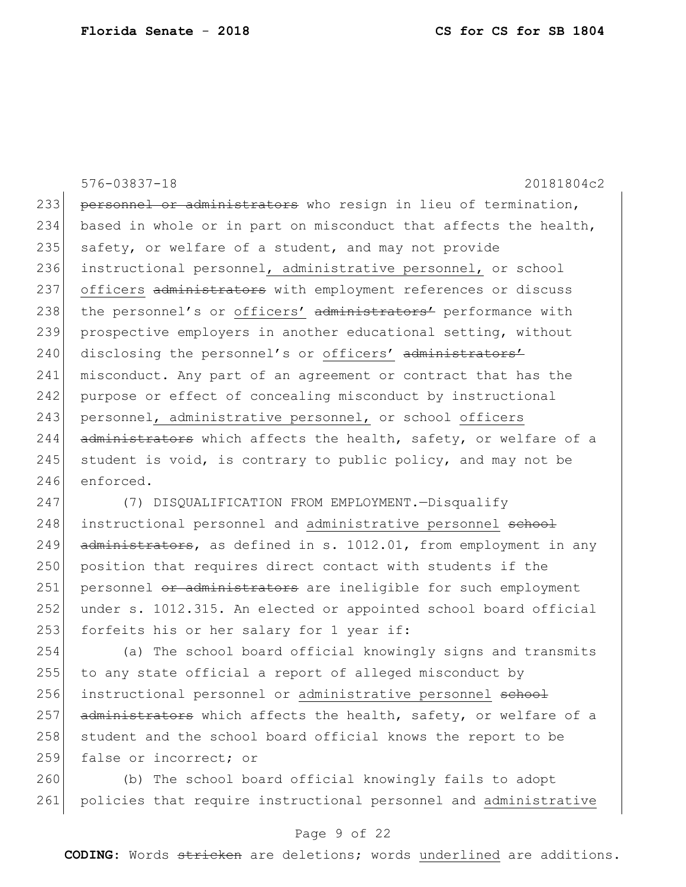576-03837-18 20181804c2

233 ~~personnel or administrators~~ who resign in lieu of termination,
234 based in whole or in part on misconduct that affects the health,
235 safety, or welfare of a student, and may not provide
236 instructional personnel<u>, administrative personnel,</u> or school
237 <u>officers</u> ~~administrators~~ with employment references or discuss
238 the personnel's or <u>officers'</u> ~~administrators'~~ performance with
239 prospective employers in another educational setting, without
240 disclosing the personnel's or <u>officers'</u> ~~administrators'~~
241 misconduct. Any part of an agreement or contract that has the
242 purpose or effect of concealing misconduct by instructional
243 personnel<u>, administrative personnel,</u> or school <u>officers</u>
244 ~~administrators~~ which affects the health, safety, or welfare of a
245 student is void, is contrary to public policy, and may not be
246 enforced.

247 (7) DISQUALIFICATION FROM EMPLOYMENT.—Disqualify
248 instructional personnel and <u>administrative personnel</u> ~~school~~
249 ~~administrators~~, as defined in s. 1012.01, from employment in any
250 position that requires direct contact with students if the
251 personnel ~~or administrators~~ are ineligible for such employment
252 under s. 1012.315. An elected or appointed school board official
253 forfeits his or her salary for 1 year if:

254 (a) The school board official knowingly signs and transmits
255 to any state official a report of alleged misconduct by
256 instructional personnel or <u>administrative personnel</u> ~~school~~
257 ~~administrators~~ which affects the health, safety, or welfare of a
258 student and the school board official knows the report to be
259 false or incorrect; or

260 (b) The school board official knowingly fails to adopt
261 policies that require instructional personnel and <u>administrative</u>

**CODING:** Words ~~stricken~~ are deletions; words <u>underlined</u> are additions.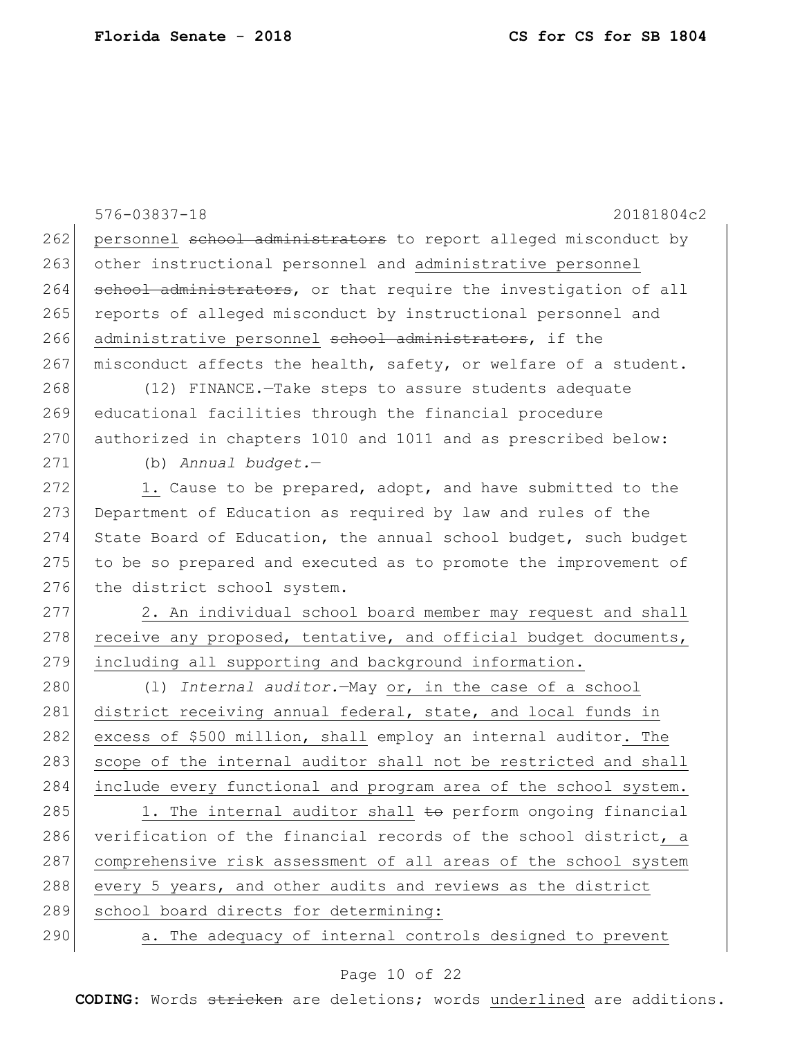personnel ~~school administrators~~ to report alleged misconduct by other instructional personnel and administrative personnel ~~school administrators~~, or that require the investigation of all reports of alleged misconduct by instructional personnel and administrative personnel ~~school administrators~~, if the misconduct affects the health, safety, or welfare of a student.

(12) FINANCE.—Take steps to assure students adequate educational facilities through the financial procedure authorized in chapters 1010 and 1011 and as prescribed below:

(b) *Annual budget.*—

1. Cause to be prepared, adopt, and have submitted to the Department of Education as required by law and rules of the State Board of Education, the annual school budget, such budget to be so prepared and executed as to promote the improvement of the district school system.

2. An individual school board member may request and shall receive any proposed, tentative, and official budget documents, including all supporting and background information.

(l) *Internal auditor.*—May or, in the case of a school district receiving annual federal, state, and local funds in excess of $500 million, shall employ an internal auditor. The scope of the internal auditor shall not be restricted and shall include every functional and program area of the school system.

1. The internal auditor shall ~~to~~ perform ongoing financial verification of the financial records of the school district, a comprehensive risk assessment of all areas of the school system every 5 years, and other audits and reviews as the district school board directs for determining:

a. The adequacy of internal controls designed to prevent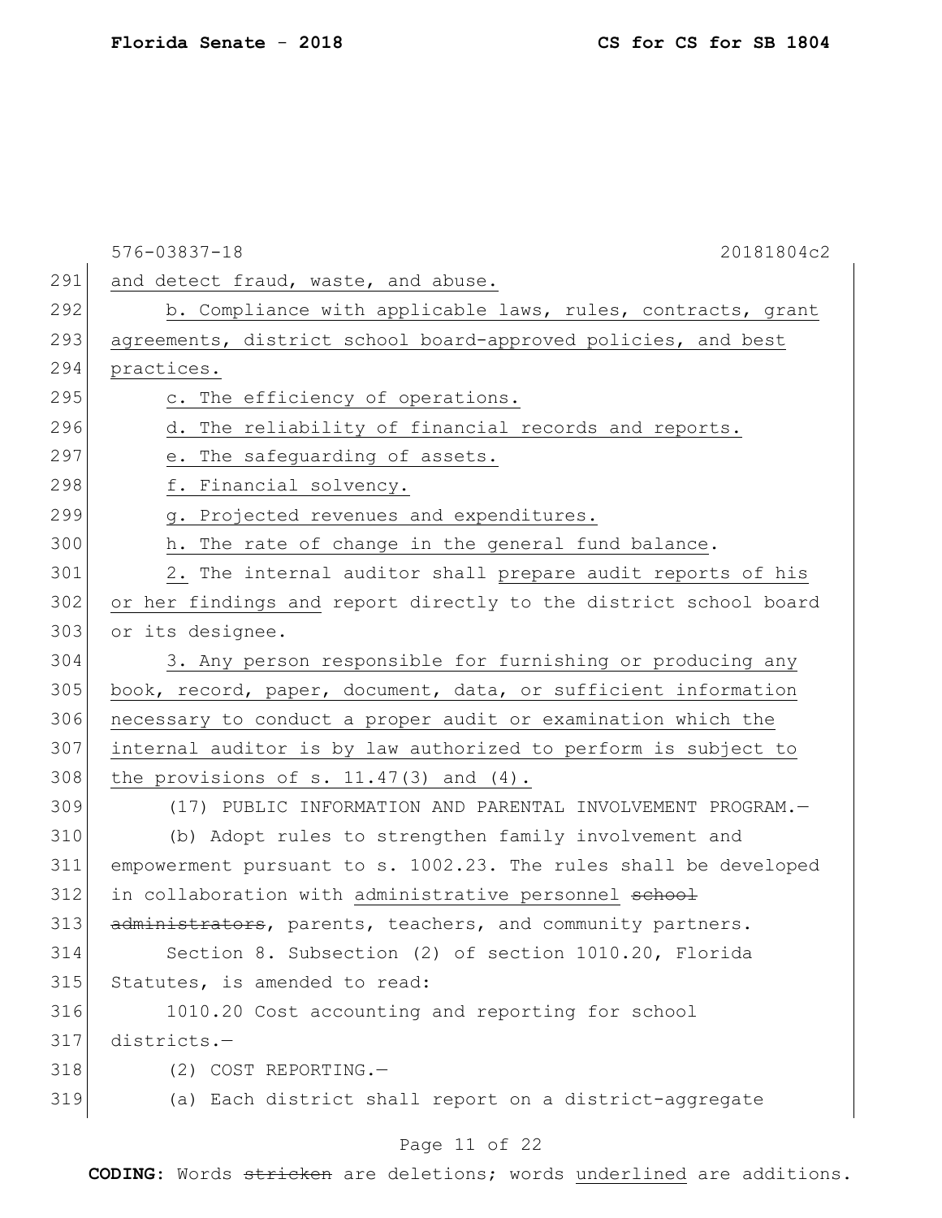576-03837-18 20181804c2

and detect fraud, waste, and abuse.

b. Compliance with applicable laws, rules, contracts, grant agreements, district school board-approved policies, and best practices.

c. The efficiency of operations.

d. The reliability of financial records and reports.

e. The safeguarding of assets.

f. Financial solvency.

g. Projected revenues and expenditures.

h. The rate of change in the general fund balance.

2. The internal auditor shall prepare audit reports of his or her findings and report directly to the district school board or its designee.

3. Any person responsible for furnishing or producing any book, record, paper, document, data, or sufficient information necessary to conduct a proper audit or examination which the internal auditor is by law authorized to perform is subject to the provisions of s. 11.47(3) and (4).

(17) PUBLIC INFORMATION AND PARENTAL INVOLVEMENT PROGRAM.—

(b) Adopt rules to strengthen family involvement and empowerment pursuant to s. 1002.23. The rules shall be developed in collaboration with administrative personnel ~~school administrators~~, parents, teachers, and community partners.

Section 8. Subsection (2) of section 1010.20, Florida Statutes, is amended to read:

1010.20 Cost accounting and reporting for school districts.—

(2) COST REPORTING.—

(a) Each district shall report on a district-aggregate

**CODING:** Words ~~stricken~~ are deletions; words underlined are additions.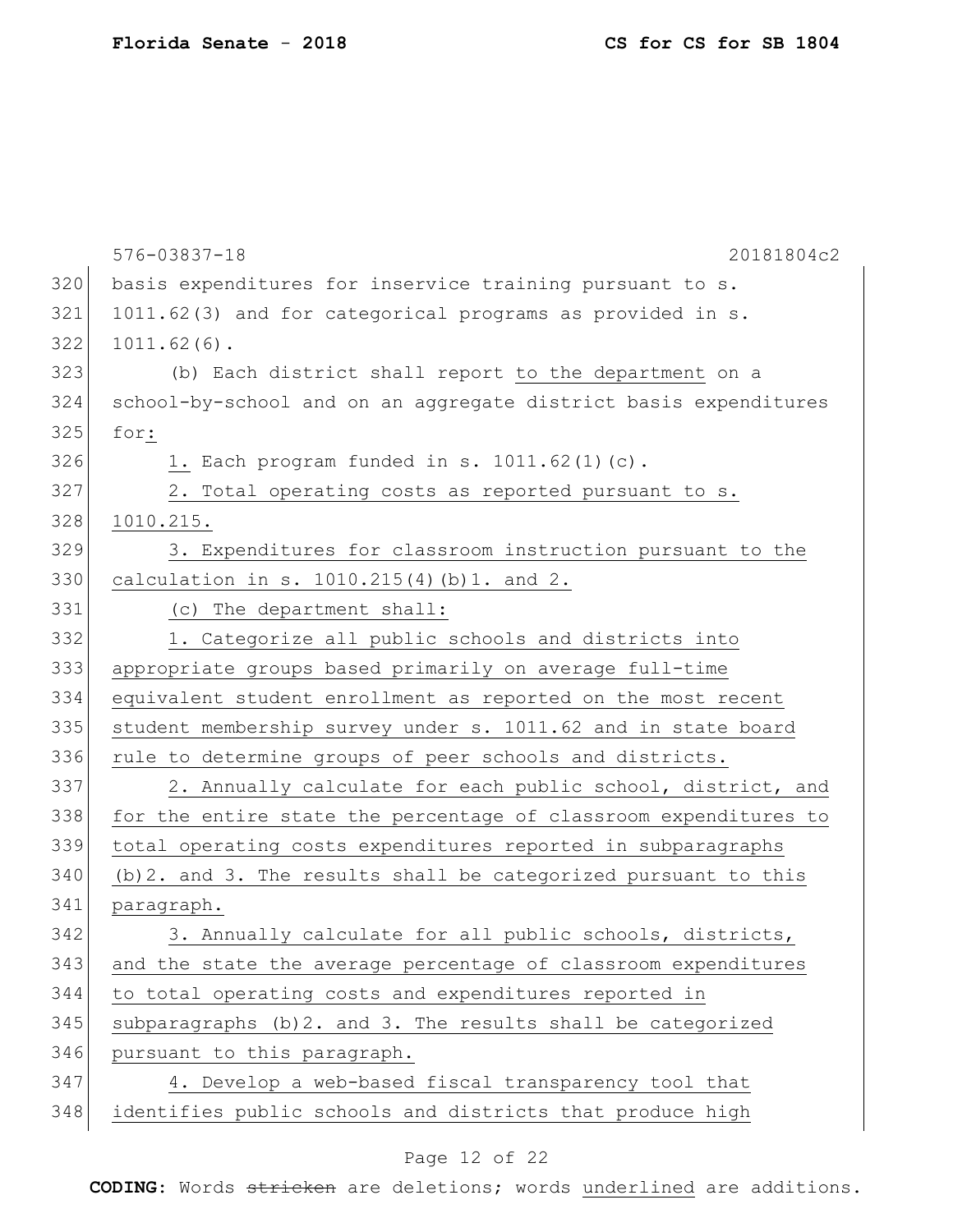basis expenditures for inservice training pursuant to s. 1011.62(3) and for categorical programs as provided in s. 1011.62(6).

(b) Each district shall report <u>to the department</u> on a school-by-school and on an aggregate district basis expenditures for<u>:</u>

<u>1.</u> Each program funded in s. 1011.62(1)(c).

<u>2. Total operating costs as reported pursuant to s. 1010.215.</u>

<u>3. Expenditures for classroom instruction pursuant to the calculation in s. 1010.215(4)(b)1. and 2.</u>

<u>(c) The department shall:</u>

<u>1. Categorize all public schools and districts into appropriate groups based primarily on average full-time equivalent student enrollment as reported on the most recent student membership survey under s. 1011.62 and in state board rule to determine groups of peer schools and districts.</u>

<u>2. Annually calculate for each public school, district, and for the entire state the percentage of classroom expenditures to total operating costs expenditures reported in subparagraphs (b)2. and 3. The results shall be categorized pursuant to this paragraph.</u>

<u>3. Annually calculate for all public schools, districts, and the state the average percentage of classroom expenditures to total operating costs and expenditures reported in subparagraphs (b)2. and 3. The results shall be categorized pursuant to this paragraph.</u>

<u>4. Develop a web-based fiscal transparency tool that identifies public schools and districts that produce high</u>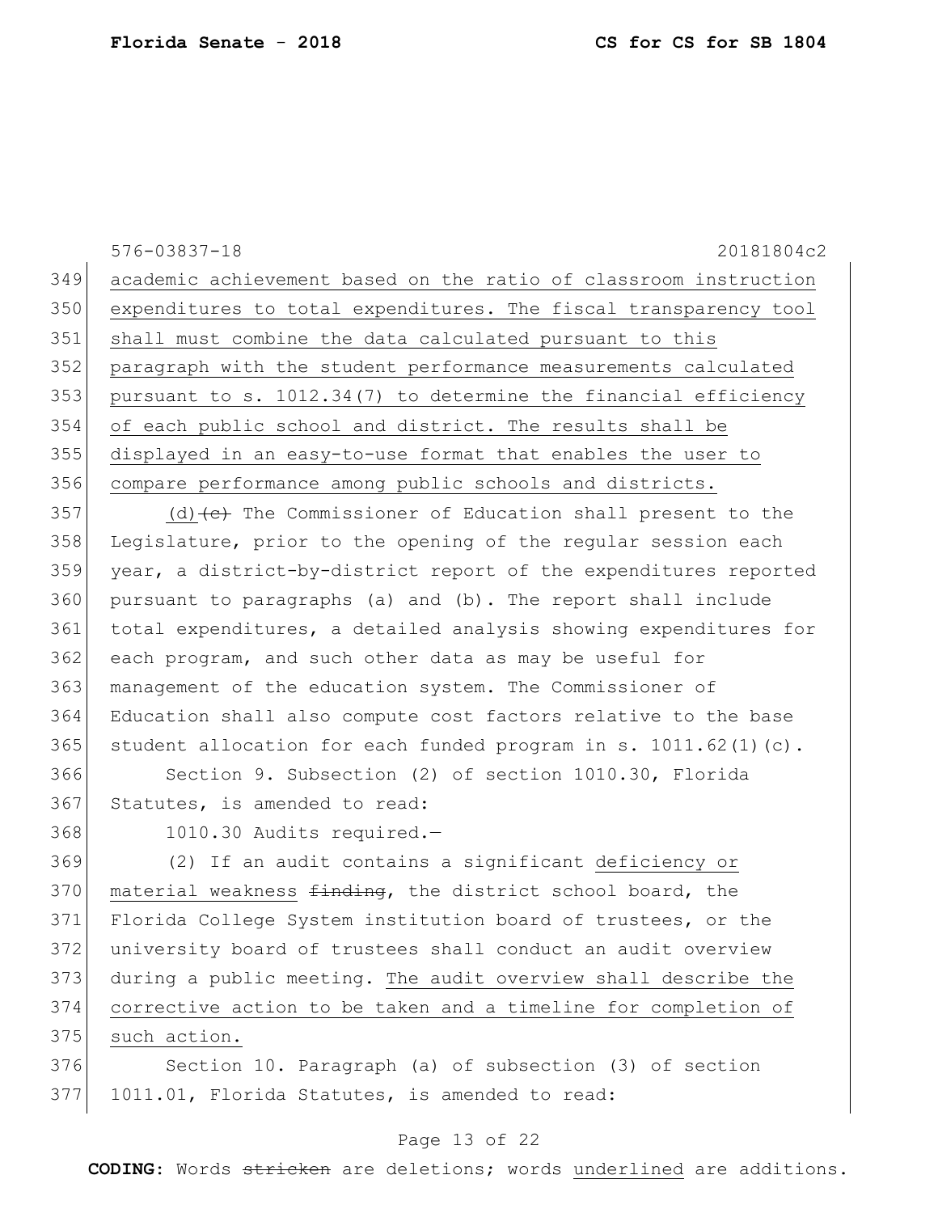576-03837-18 20181804c2

349 academic achievement based on the ratio of classroom instruction
350 expenditures to total expenditures. The fiscal transparency tool
351 shall must combine the data calculated pursuant to this
352 paragraph with the student performance measurements calculated
353 pursuant to s. 1012.34(7) to determine the financial efficiency
354 of each public school and district. The results shall be
355 displayed in an easy-to-use format that enables the user to
356 compare performance among public schools and districts.

357 (d)~~(c)~~ The Commissioner of Education shall present to the
358 Legislature, prior to the opening of the regular session each
359 year, a district-by-district report of the expenditures reported
360 pursuant to paragraphs (a) and (b). The report shall include
361 total expenditures, a detailed analysis showing expenditures for
362 each program, and such other data as may be useful for
363 management of the education system. The Commissioner of
364 Education shall also compute cost factors relative to the base
365 student allocation for each funded program in s. 1011.62(1)(c).

366 Section 9. Subsection (2) of section 1010.30, Florida
367 Statutes, is amended to read:

368 1010.30 Audits required.—

369 (2) If an audit contains a significant deficiency or
370 material weakness ~~finding~~, the district school board, the
371 Florida College System institution board of trustees, or the
372 university board of trustees shall conduct an audit overview
373 during a public meeting. The audit overview shall describe the
374 corrective action to be taken and a timeline for completion of
375 such action.

376 Section 10. Paragraph (a) of subsection (3) of section
377 1011.01, Florida Statutes, is amended to read:

**CODING:** Words ~~stricken~~ are deletions; words underlined are additions.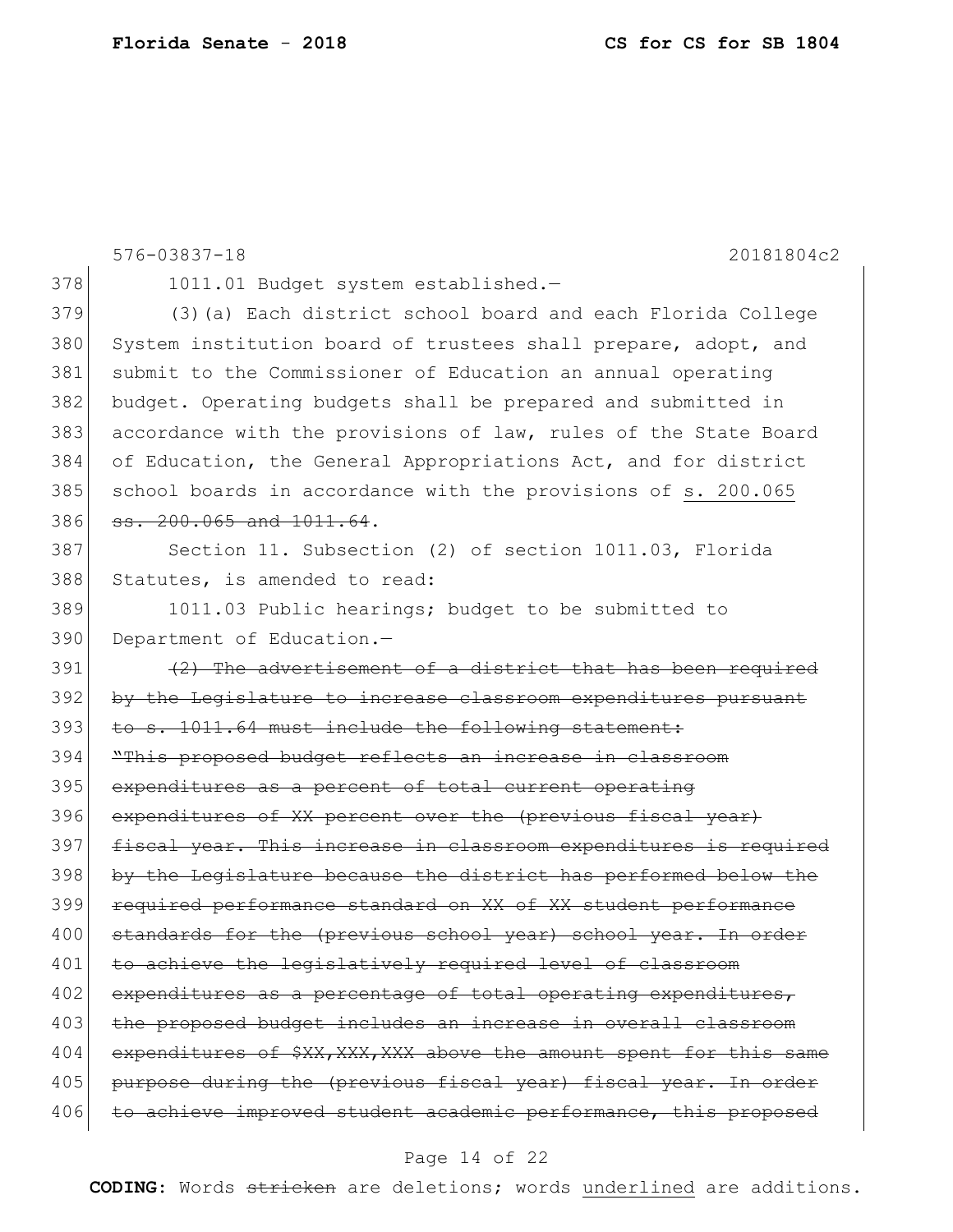576-03837-18 20181804c2

1011.01 Budget system established.—

(3)(a) Each district school board and each Florida College System institution board of trustees shall prepare, adopt, and submit to the Commissioner of Education an annual operating budget. Operating budgets shall be prepared and submitted in accordance with the provisions of law, rules of the State Board of Education, the General Appropriations Act, and for district school boards in accordance with the provisions of <u>s. 200.065</u> ~~ss. 200.065 and 1011.64~~.

Section 11. Subsection (2) of section 1011.03, Florida Statutes, is amended to read:

1011.03 Public hearings; budget to be submitted to Department of Education.—

~~(2) The advertisement of a district that has been required by the Legislature to increase classroom expenditures pursuant to s. 1011.64 must include the following statement: "This proposed budget reflects an increase in classroom expenditures as a percent of total current operating expenditures of XX percent over the (previous fiscal year) fiscal year. This increase in classroom expenditures is required by the Legislature because the district has performed below the required performance standard on XX of XX student performance standards for the (previous school year) school year. In order to achieve the legislatively required level of classroom expenditures as a percentage of total operating expenditures, the proposed budget includes an increase in overall classroom expenditures of $XX,XXX,XXX above the amount spent for this same purpose during the (previous fiscal year) fiscal year. In order to achieve improved student academic performance, this proposed~~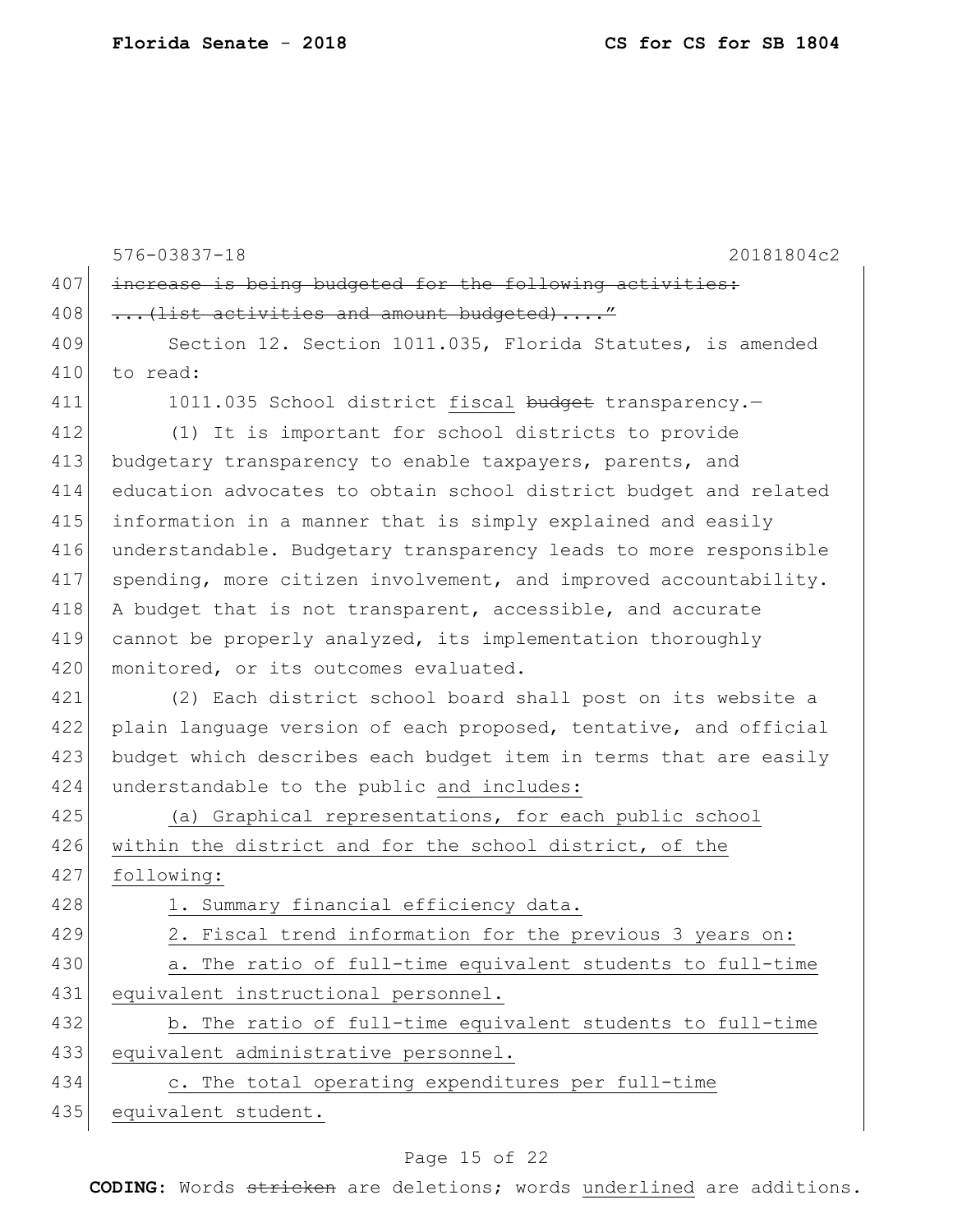~~increase is being budgeted for the following activities:~~
~~...(list activities and amount budgeted)...."~~

Section 12. Section 1011.035, Florida Statutes, is amended to read:

1011.035 School district <u>fiscal</u> ~~budget~~ transparency.—

(1) It is important for school districts to provide budgetary transparency to enable taxpayers, parents, and education advocates to obtain school district budget and related information in a manner that is simply explained and easily understandable. Budgetary transparency leads to more responsible spending, more citizen involvement, and improved accountability. A budget that is not transparent, accessible, and accurate cannot be properly analyzed, its implementation thoroughly monitored, or its outcomes evaluated.

(2) Each district school board shall post on its website a plain language version of each proposed, tentative, and official budget which describes each budget item in terms that are easily understandable to the public <u>and includes:</u>

<u>(a) Graphical representations, for each public school within the district and for the school district, of the following:</u>

<u>1. Summary financial efficiency data.</u>

<u>2. Fiscal trend information for the previous 3 years on:</u>

<u>a. The ratio of full-time equivalent students to full-time equivalent instructional personnel.</u>

<u>b. The ratio of full-time equivalent students to full-time equivalent administrative personnel.</u>

<u>c. The total operating expenditures per full-time equivalent student.</u>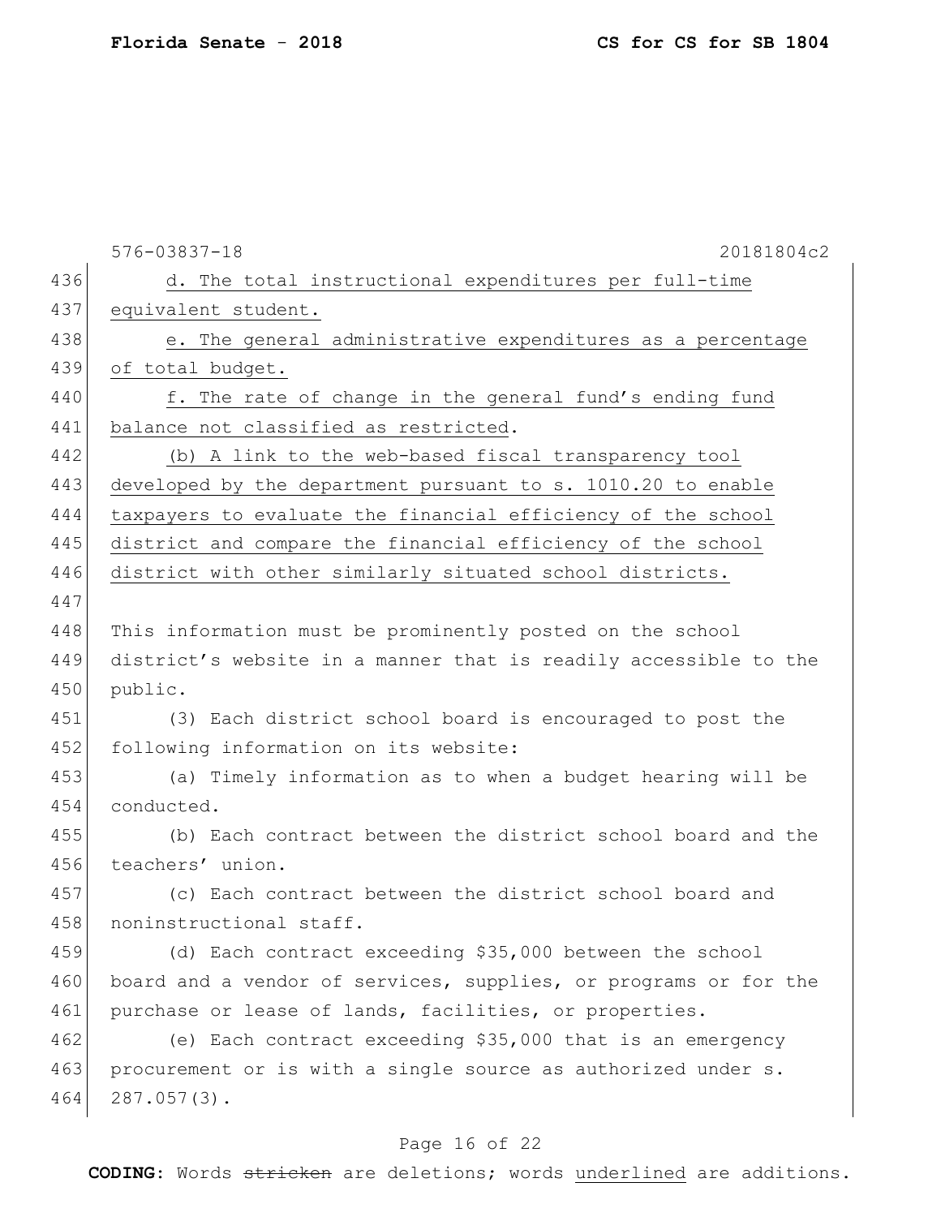d. The total instructional expenditures per full-time equivalent student.

e. The general administrative expenditures as a percentage of total budget.

f. The rate of change in the general fund's ending fund balance not classified as restricted.

(b) A link to the web-based fiscal transparency tool developed by the department pursuant to s. 1010.20 to enable taxpayers to evaluate the financial efficiency of the school district and compare the financial efficiency of the school district with other similarly situated school districts.

This information must be prominently posted on the school district's website in a manner that is readily accessible to the public.

(3) Each district school board is encouraged to post the following information on its website:

(a) Timely information as to when a budget hearing will be conducted.

(b) Each contract between the district school board and the teachers' union.

(c) Each contract between the district school board and noninstructional staff.

(d) Each contract exceeding $35,000 between the school board and a vendor of services, supplies, or programs or for the purchase or lease of lands, facilities, or properties.

(e) Each contract exceeding $35,000 that is an emergency procurement or is with a single source as authorized under s. 287.057(3).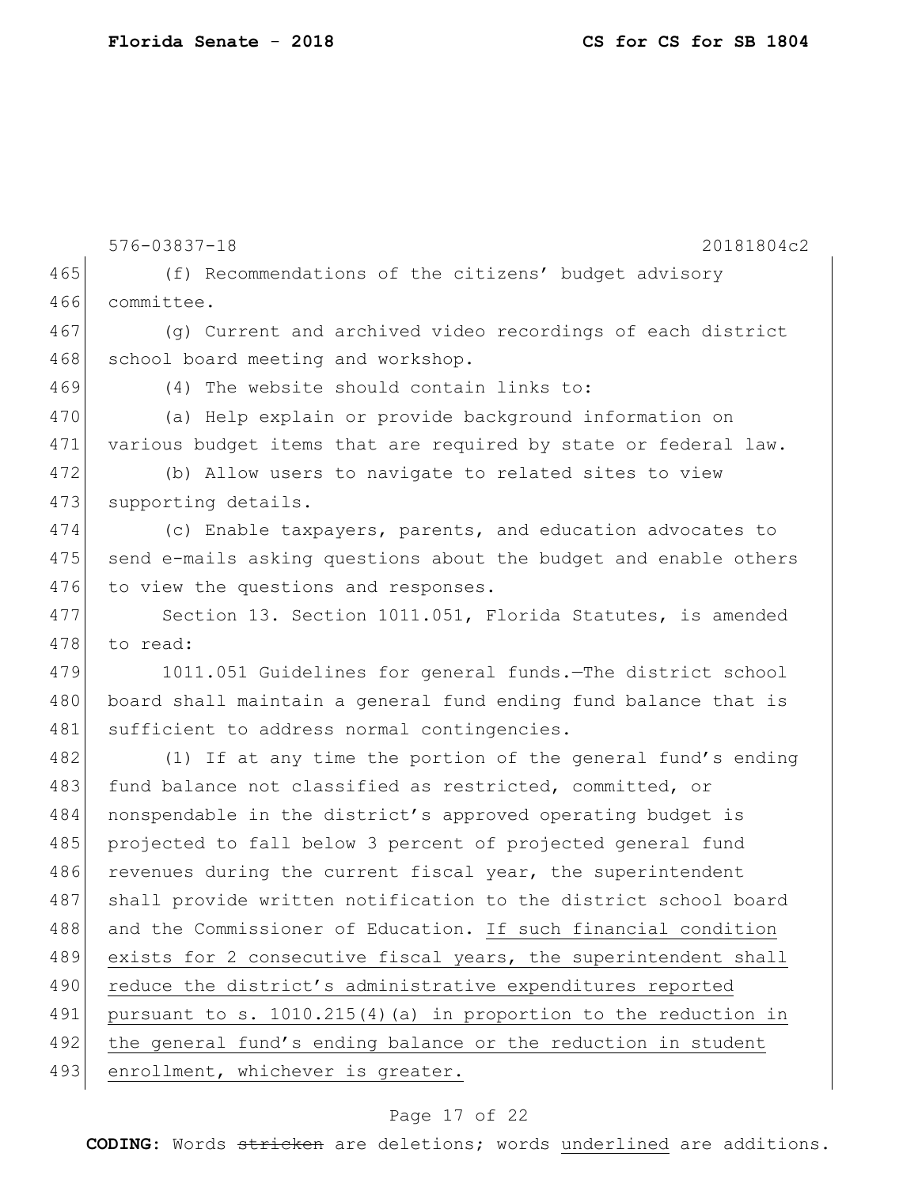(f) Recommendations of the citizens' budget advisory committee.

(g) Current and archived video recordings of each district school board meeting and workshop.

(4) The website should contain links to:

(a) Help explain or provide background information on various budget items that are required by state or federal law.

(b) Allow users to navigate to related sites to view supporting details.

(c) Enable taxpayers, parents, and education advocates to send e-mails asking questions about the budget and enable others to view the questions and responses.

Section 13. Section 1011.051, Florida Statutes, is amended to read:

1011.051 Guidelines for general funds.—The district school board shall maintain a general fund ending fund balance that is sufficient to address normal contingencies.

(1) If at any time the portion of the general fund's ending fund balance not classified as restricted, committed, or nonspendable in the district's approved operating budget is projected to fall below 3 percent of projected general fund revenues during the current fiscal year, the superintendent shall provide written notification to the district school board and the Commissioner of Education. <u>If such financial condition exists for 2 consecutive fiscal years, the superintendent shall reduce the district's administrative expenditures reported pursuant to s. 1010.215(4)(a) in proportion to the reduction in the general fund's ending balance or the reduction in student enrollment, whichever is greater.</u>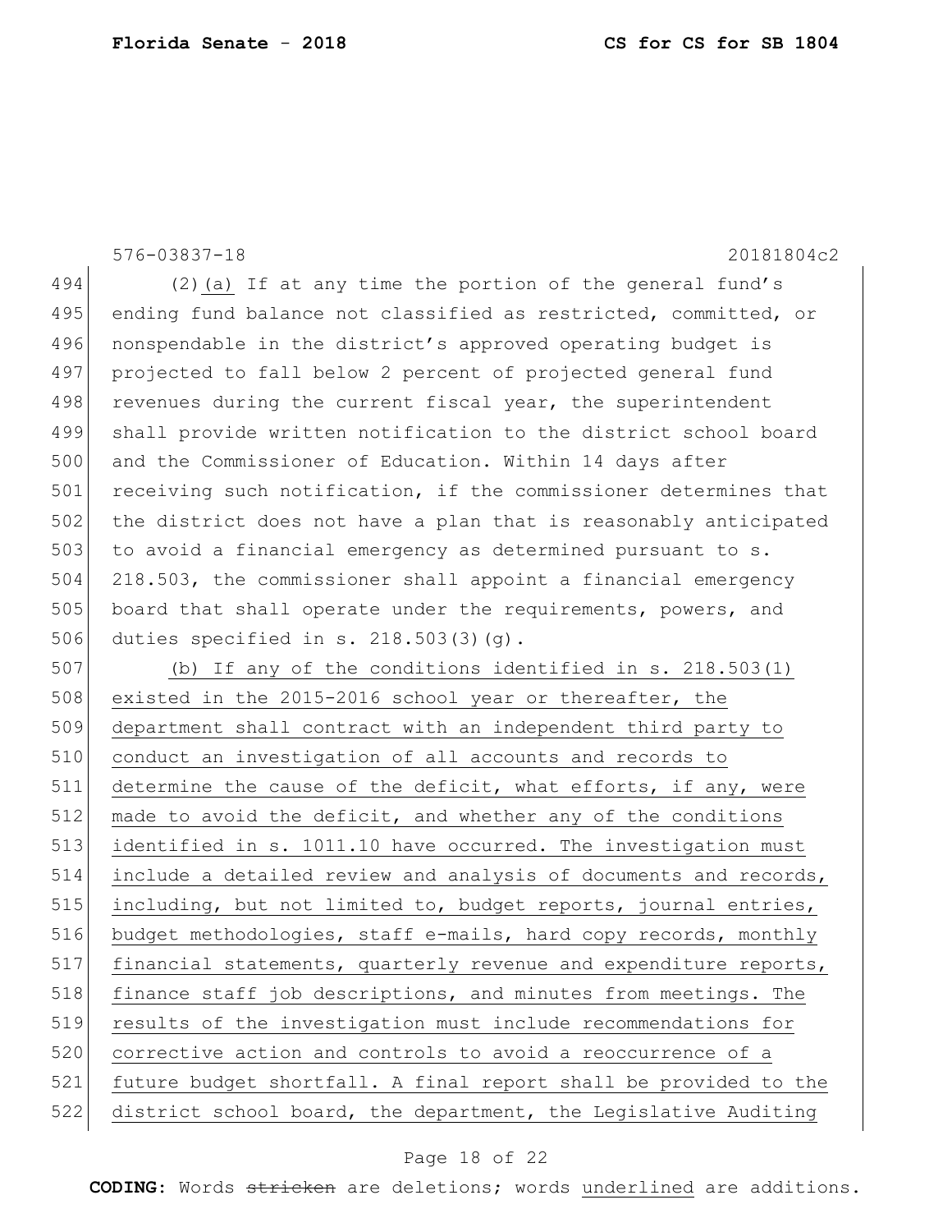576-03837-18 20181804c2

(2)(a) If at any time the portion of the general fund's ending fund balance not classified as restricted, committed, or nonspendable in the district's approved operating budget is projected to fall below 2 percent of projected general fund revenues during the current fiscal year, the superintendent shall provide written notification to the district school board and the Commissioner of Education. Within 14 days after receiving such notification, if the commissioner determines that the district does not have a plan that is reasonably anticipated to avoid a financial emergency as determined pursuant to s. 218.503, the commissioner shall appoint a financial emergency board that shall operate under the requirements, powers, and duties specified in s. 218.503(3)(g).

<u>(b) If any of the conditions identified in s. 218.503(1) existed in the 2015-2016 school year or thereafter, the department shall contract with an independent third party to conduct an investigation of all accounts and records to determine the cause of the deficit, what efforts, if any, were made to avoid the deficit, and whether any of the conditions identified in s. 1011.10 have occurred. The investigation must include a detailed review and analysis of documents and records, including, but not limited to, budget reports, journal entries, budget methodologies, staff e-mails, hard copy records, monthly financial statements, quarterly revenue and expenditure reports, finance staff job descriptions, and minutes from meetings. The results of the investigation must include recommendations for corrective action and controls to avoid a reoccurrence of a future budget shortfall. A final report shall be provided to the district school board, the department, the Legislative Auditing</u>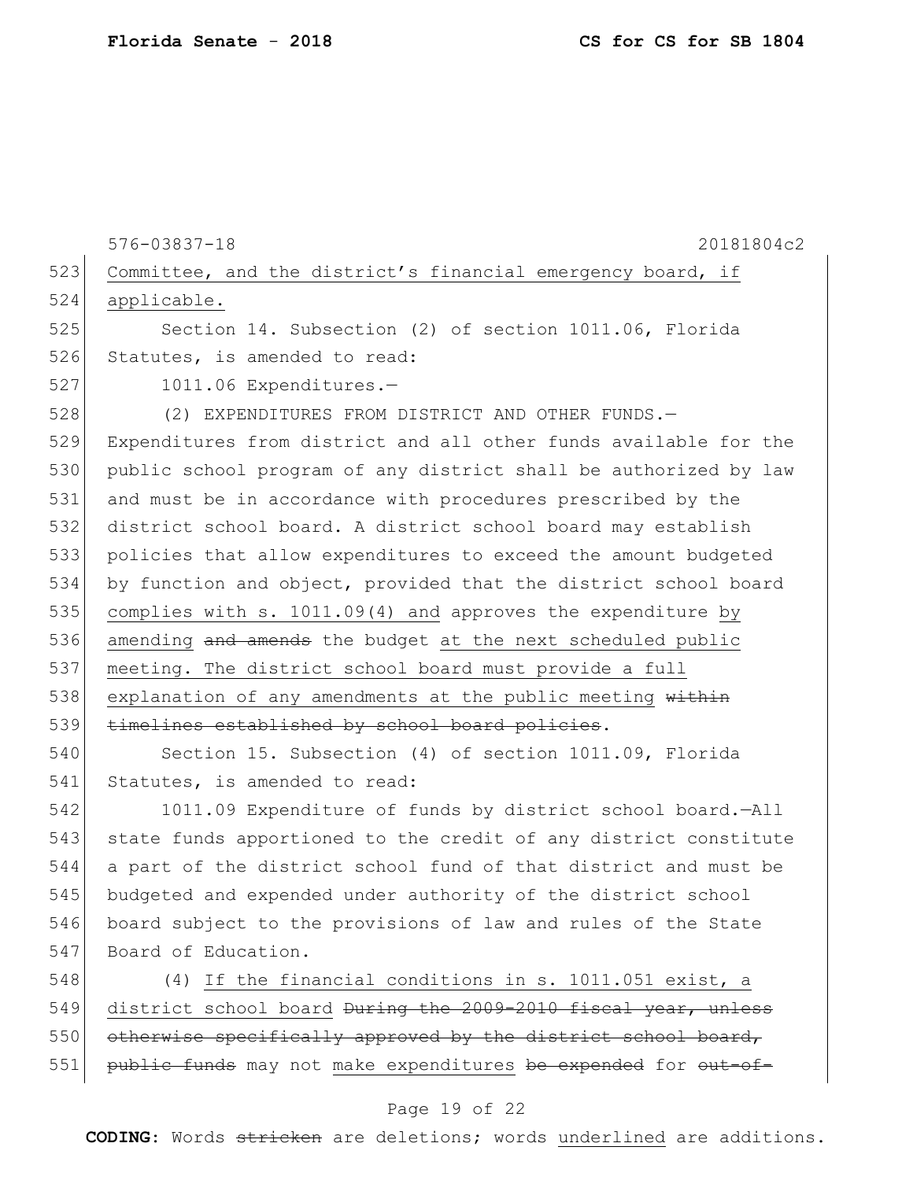576-03837-18 20181804c2

523 Committee, and the district's financial emergency board, if
524 applicable.

525 Section 14. Subsection (2) of section 1011.06, Florida
526 Statutes, is amended to read:

527 1011.06 Expenditures.—

528 (2) EXPENDITURES FROM DISTRICT AND OTHER FUNDS.—
529 Expenditures from district and all other funds available for the
530 public school program of any district shall be authorized by law
531 and must be in accordance with procedures prescribed by the
532 district school board. A district school board may establish
533 policies that allow expenditures to exceed the amount budgeted
534 by function and object, provided that the district school board
535 complies with s. 1011.09(4) and approves the expenditure by
536 amending ~~and amends~~ the budget at the next scheduled public
537 meeting. The district school board must provide a full
538 explanation of any amendments at the public meeting ~~within~~
539 ~~timelines established by school board policies~~.

540 Section 15. Subsection (4) of section 1011.09, Florida
541 Statutes, is amended to read:

542 1011.09 Expenditure of funds by district school board.—All
543 state funds apportioned to the credit of any district constitute
544 a part of the district school fund of that district and must be
545 budgeted and expended under authority of the district school
546 board subject to the provisions of law and rules of the State
547 Board of Education.

548 (4) If the financial conditions in s. 1011.051 exist, a
549 district school board ~~During the 2009-2010 fiscal year, unless~~
550 ~~otherwise specifically approved by the district school board,~~
551 ~~public funds~~ may not make expenditures ~~be expended~~ for ~~out-of-~~

**CODING:** Words ~~stricken~~ are deletions; words underlined are additions.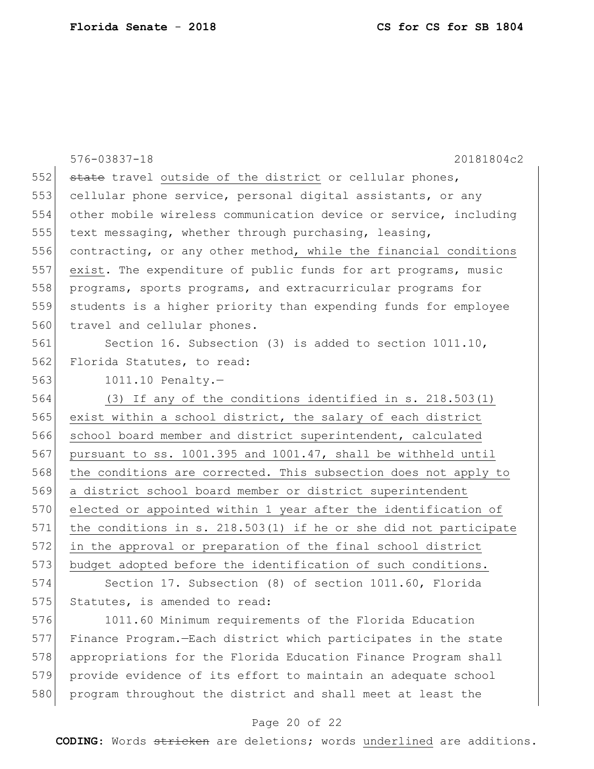~~state~~ travel <u>outside of the district</u> or cellular phones, cellular phone service, personal digital assistants, or any other mobile wireless communication device or service, including text messaging, whether through purchasing, leasing, contracting, or any other method<u>, while the financial conditions exist</u>. The expenditure of public funds for art programs, music programs, sports programs, and extracurricular programs for students is a higher priority than expending funds for employee travel and cellular phones.

Section 16. Subsection (3) is added to section 1011.10, Florida Statutes, to read:

1011.10 Penalty.—

<u>(3) If any of the conditions identified in s. 218.503(1) exist within a school district, the salary of each district school board member and district superintendent, calculated pursuant to ss. 1001.395 and 1001.47, shall be withheld until the conditions are corrected. This subsection does not apply to a district school board member or district superintendent elected or appointed within 1 year after the identification of the conditions in s. 218.503(1) if he or she did not participate in the approval or preparation of the final school district budget adopted before the identification of such conditions.</u>

Section 17. Subsection (8) of section 1011.60, Florida Statutes, is amended to read:

1011.60 Minimum requirements of the Florida Education Finance Program.—Each district which participates in the state appropriations for the Florida Education Finance Program shall provide evidence of its effort to maintain an adequate school program throughout the district and shall meet at least the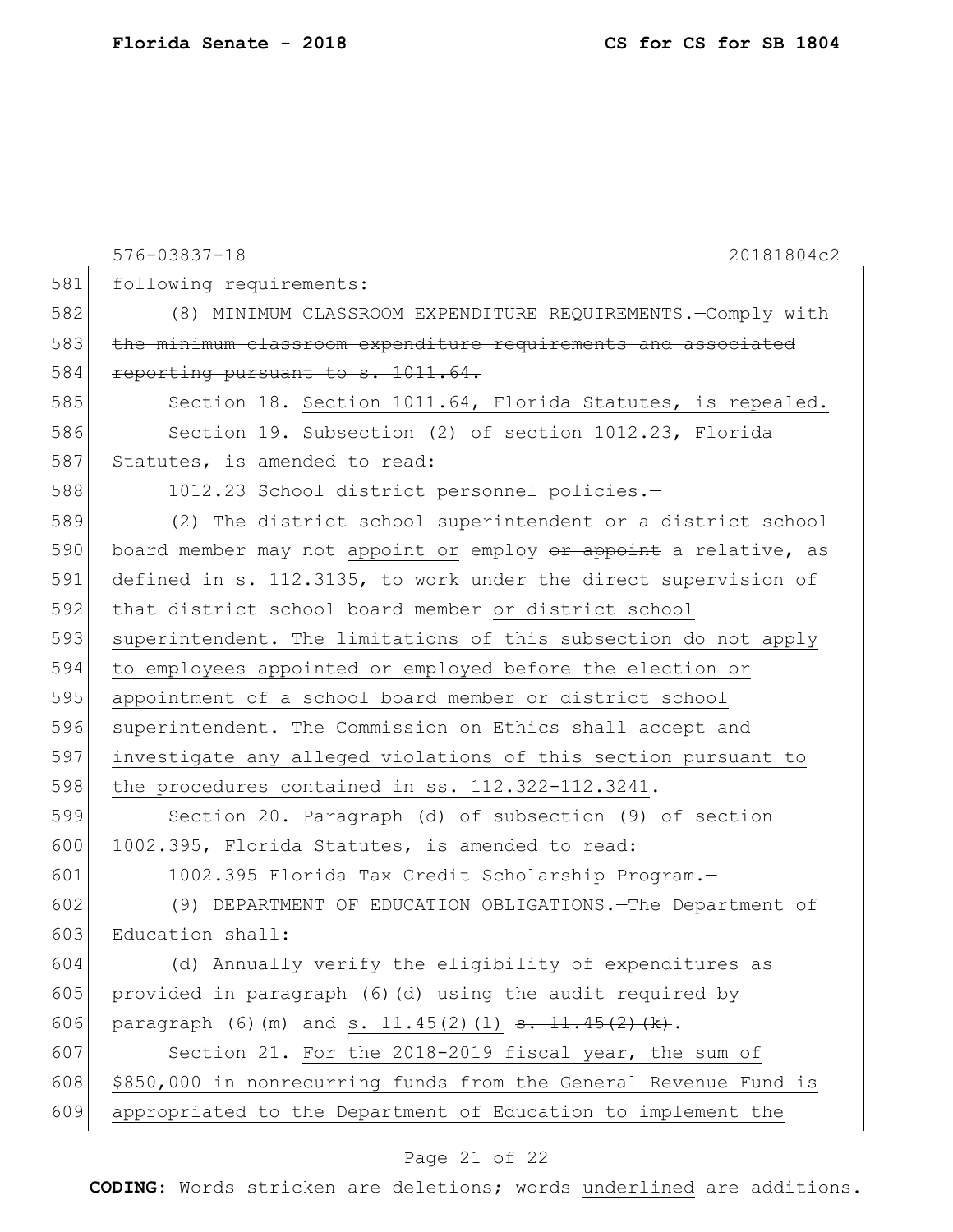following requirements:

~~(8) MINIMUM CLASSROOM EXPENDITURE REQUIREMENTS.—Comply with the minimum classroom expenditure requirements and associated reporting pursuant to s. 1011.64.~~

Section 18. <u>Section 1011.64, Florida Statutes, is repealed.</u>

Section 19. Subsection (2) of section 1012.23, Florida Statutes, is amended to read:

1012.23 School district personnel policies.—

(2) <u>The district school superintendent or</u> a district school board member may not <u>appoint or</u> employ ~~or appoint~~ a relative, as defined in s. 112.3135, to work under the direct supervision of that district school board member <u>or district school superintendent. The limitations of this subsection do not apply to employees appointed or employed before the election or appointment of a school board member or district school superintendent. The Commission on Ethics shall accept and investigate any alleged violations of this section pursuant to the procedures contained in ss. 112.322-112.3241</u>.

Section 20. Paragraph (d) of subsection (9) of section 1002.395, Florida Statutes, is amended to read:

1002.395 Florida Tax Credit Scholarship Program.—

(9) DEPARTMENT OF EDUCATION OBLIGATIONS.—The Department of Education shall:

(d) Annually verify the eligibility of expenditures as provided in paragraph (6)(d) using the audit required by paragraph (6)(m) and <u>s. 11.45(2)(l)</u> ~~s. 11.45(2)(k)~~.

Section 21. <u>For the 2018-2019 fiscal year, the sum of $850,000 in nonrecurring funds from the General Revenue Fund is appropriated to the Department of Education to implement the</u>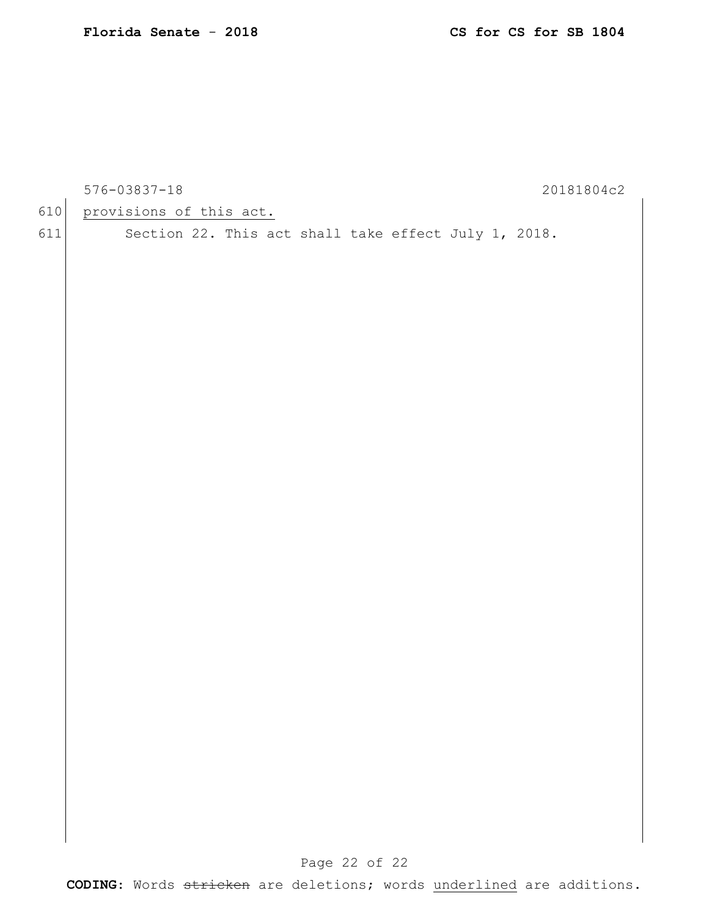610 <u>provisions of this act.</u>

611 Section 22. This act shall take effect July 1, 2018.